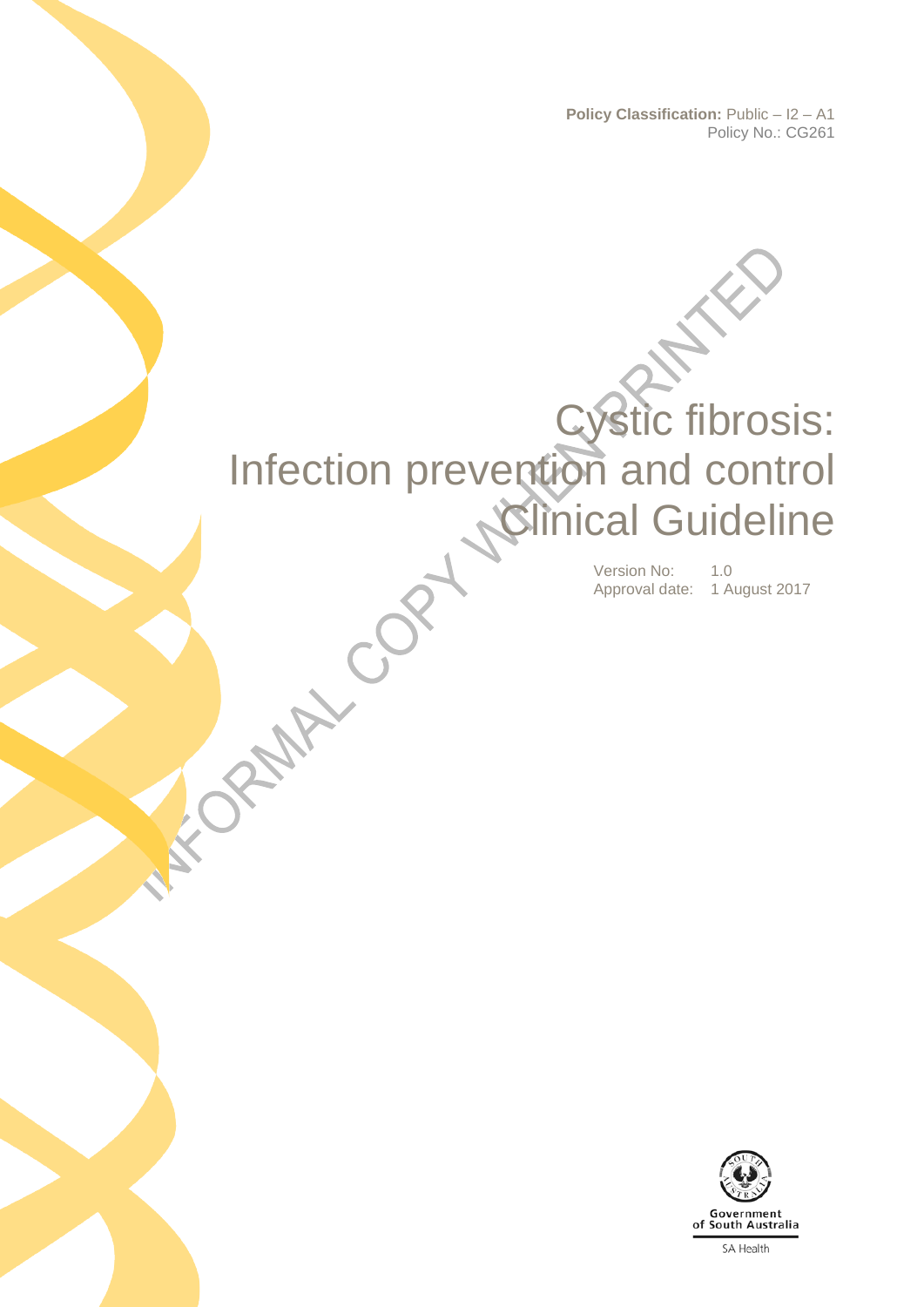**Policy Classification:** Public – I2 – A1
Policy No.: CG261

# Cystic fibrosis: Infection prevention and control Clinical Guideline

Version No: 1.0
Approval date: 1 August 2017

INFORMAL COPY WHEN PRINTED

Government of South Australia
SA Health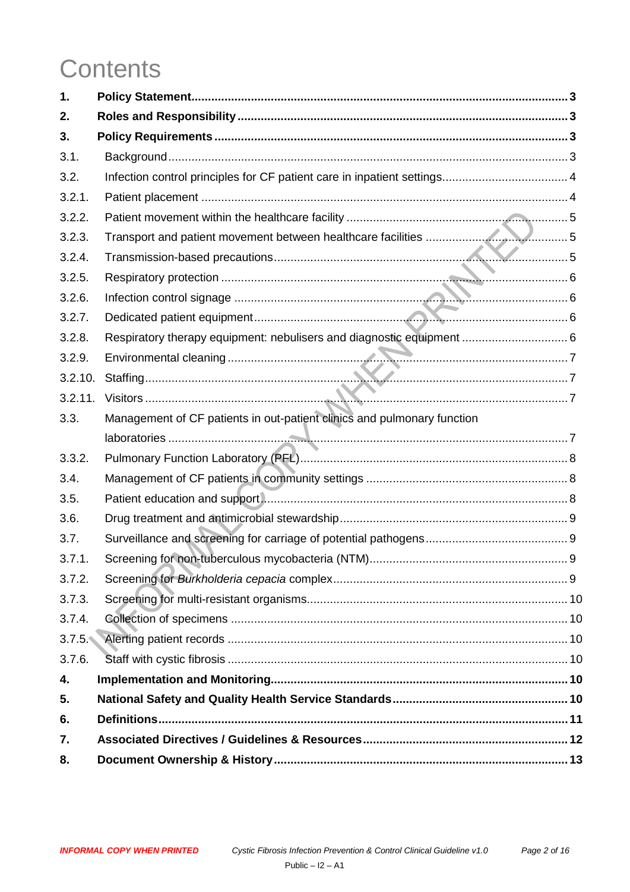# Contents

| | | |
|---|---|---|
| **1.** | **Policy Statement** | **3** |
| **2.** | **Roles and Responsibility** | **3** |
| **3.** | **Policy Requirements** | **3** |
| 3.1. | Background | 3 |
| 3.2. | Infection control principles for CF patient care in inpatient settings | 4 |
| 3.2.1. | Patient placement | 4 |
| 3.2.2. | Patient movement within the healthcare facility | 5 |
| 3.2.3. | Transport and patient movement between healthcare facilities | 5 |
| 3.2.4. | Transmission-based precautions | 5 |
| 3.2.5. | Respiratory protection | 6 |
| 3.2.6. | Infection control signage | 6 |
| 3.2.7. | Dedicated patient equipment | 6 |
| 3.2.8. | Respiratory therapy equipment: nebulisers and diagnostic equipment | 6 |
| 3.2.9. | Environmental cleaning | 7 |
| 3.2.10. | Staffing | 7 |
| 3.2.11. | Visitors | 7 |
| 3.3. | Management of CF patients in out-patient clinics and pulmonary function laboratories | 7 |
| 3.3.2. | Pulmonary Function Laboratory (PFL) | 8 |
| 3.4. | Management of CF patients in community settings | 8 |
| 3.5. | Patient education and support | 8 |
| 3.6. | Drug treatment and antimicrobial stewardship | 9 |
| 3.7. | Surveillance and screening for carriage of potential pathogens | 9 |
| 3.7.1. | Screening for non-tuberculous mycobacteria (NTM) | 9 |
| 3.7.2. | Screening for *Burkholderia cepacia* complex | 9 |
| 3.7.3. | Screening for multi-resistant organisms | 10 |
| 3.7.4. | Collection of specimens | 10 |
| 3.7.5. | Alerting patient records | 10 |
| 3.7.6. | Staff with cystic fibrosis | 10 |
| **4.** | **Implementation and Monitoring** | **10** |
| **5.** | **National Safety and Quality Health Service Standards** | **10** |
| **6.** | **Definitions** | **11** |
| **7.** | **Associated Directives / Guidelines & Resources** | **12** |
| **8.** | **Document Ownership & History** | **13** |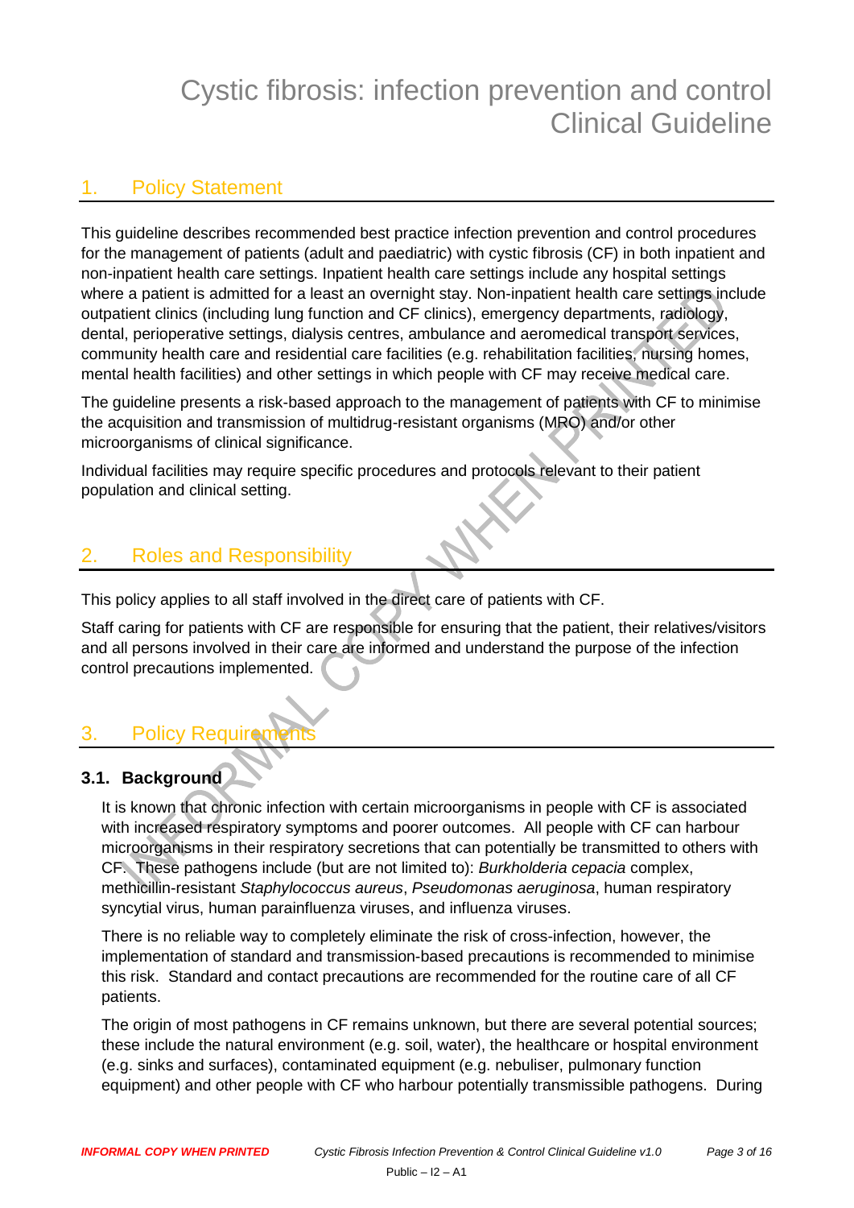# Cystic fibrosis: infection prevention and control Clinical Guideline

## 1. Policy Statement

This guideline describes recommended best practice infection prevention and control procedures for the management of patients (adult and paediatric) with cystic fibrosis (CF) in both inpatient and non-inpatient health care settings. Inpatient health care settings include any hospital settings where a patient is admitted for a least an overnight stay. Non-inpatient health care settings include outpatient clinics (including lung function and CF clinics), emergency departments, radiology, dental, perioperative settings, dialysis centres, ambulance and aeromedical transport services, community health care and residential care facilities (e.g. rehabilitation facilities, nursing homes, mental health facilities) and other settings in which people with CF may receive medical care.

The guideline presents a risk-based approach to the management of patients with CF to minimise the acquisition and transmission of multidrug-resistant organisms (MRO) and/or other microorganisms of clinical significance.

Individual facilities may require specific procedures and protocols relevant to their patient population and clinical setting.

## 2. Roles and Responsibility

This policy applies to all staff involved in the direct care of patients with CF.

Staff caring for patients with CF are responsible for ensuring that the patient, their relatives/visitors and all persons involved in their care are informed and understand the purpose of the infection control precautions implemented.

## 3. Policy Requirements

### 3.1. Background

It is known that chronic infection with certain microorganisms in people with CF is associated with increased respiratory symptoms and poorer outcomes. All people with CF can harbour microorganisms in their respiratory secretions that can potentially be transmitted to others with CF. These pathogens include (but are not limited to): *Burkholderia cepacia* complex, methicillin-resistant *Staphylococcus aureus*, *Pseudomonas aeruginosa*, human respiratory syncytial virus, human parainfluenza viruses, and influenza viruses.

There is no reliable way to completely eliminate the risk of cross-infection, however, the implementation of standard and transmission-based precautions is recommended to minimise this risk. Standard and contact precautions are recommended for the routine care of all CF patients.

The origin of most pathogens in CF remains unknown, but there are several potential sources; these include the natural environment (e.g. soil, water), the healthcare or hospital environment (e.g. sinks and surfaces), contaminated equipment (e.g. nebuliser, pulmonary function equipment) and other people with CF who harbour potentially transmissible pathogens. During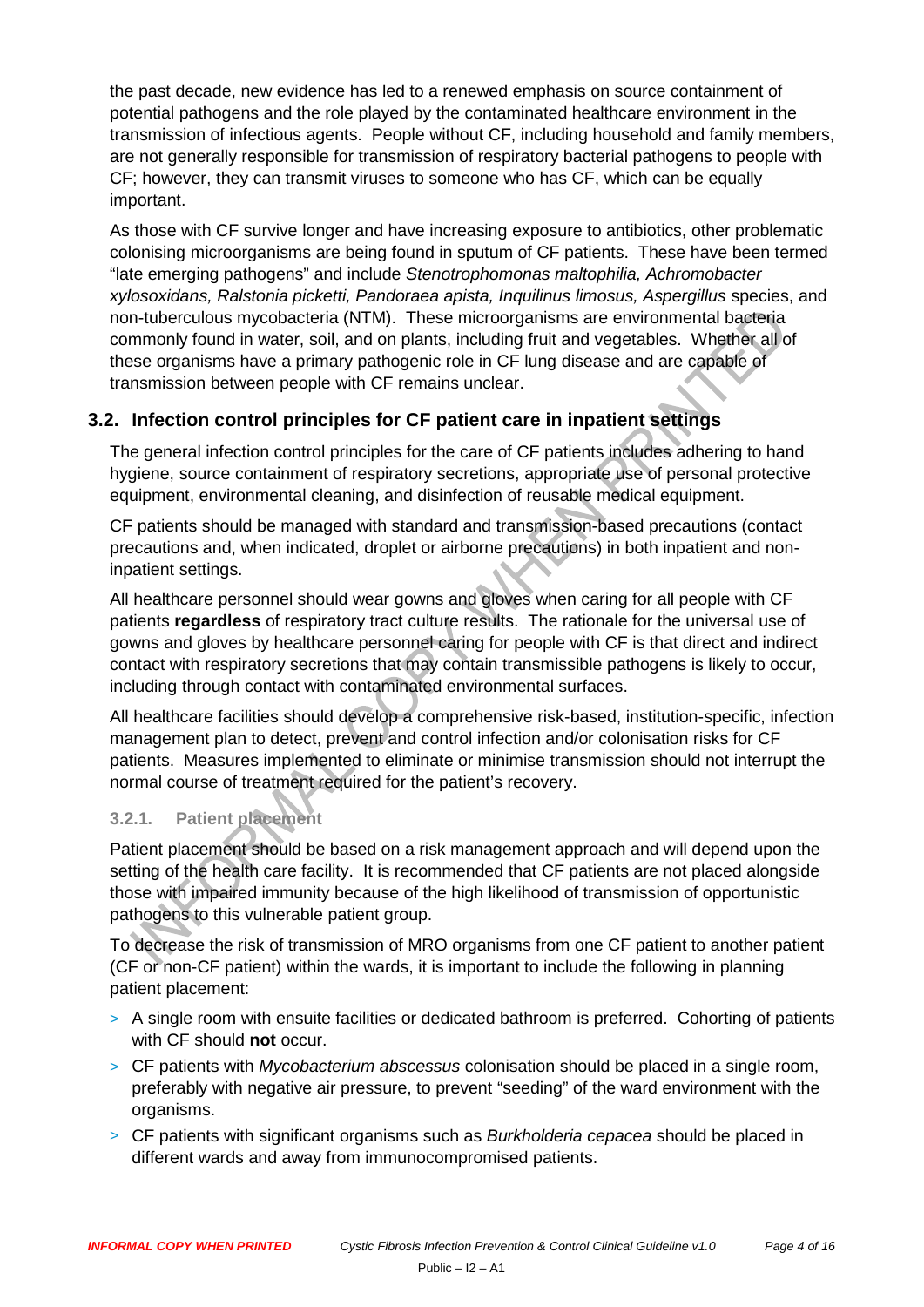the past decade, new evidence has led to a renewed emphasis on source containment of potential pathogens and the role played by the contaminated healthcare environment in the transmission of infectious agents. People without CF, including household and family members, are not generally responsible for transmission of respiratory bacterial pathogens to people with CF; however, they can transmit viruses to someone who has CF, which can be equally important.

As those with CF survive longer and have increasing exposure to antibiotics, other problematic colonising microorganisms are being found in sputum of CF patients. These have been termed "late emerging pathogens" and include *Stenotrophomonas maltophilia, Achromobacter xylosoxidans, Ralstonia picketti, Pandoraea apista, Inquilinus limosus, Aspergillus* species, and non-tuberculous mycobacteria (NTM). These microorganisms are environmental bacteria commonly found in water, soil, and on plants, including fruit and vegetables. Whether all of these organisms have a primary pathogenic role in CF lung disease and are capable of transmission between people with CF remains unclear.

## 3.2. Infection control principles for CF patient care in inpatient settings

The general infection control principles for the care of CF patients includes adhering to hand hygiene, source containment of respiratory secretions, appropriate use of personal protective equipment, environmental cleaning, and disinfection of reusable medical equipment.

CF patients should be managed with standard and transmission-based precautions (contact precautions and, when indicated, droplet or airborne precautions) in both inpatient and non-inpatient settings.

All healthcare personnel should wear gowns and gloves when caring for all people with CF patients **regardless** of respiratory tract culture results. The rationale for the universal use of gowns and gloves by healthcare personnel caring for people with CF is that direct and indirect contact with respiratory secretions that may contain transmissible pathogens is likely to occur, including through contact with contaminated environmental surfaces.

All healthcare facilities should develop a comprehensive risk-based, institution-specific, infection management plan to detect, prevent and control infection and/or colonisation risks for CF patients. Measures implemented to eliminate or minimise transmission should not interrupt the normal course of treatment required for the patient's recovery.

### 3.2.1. Patient placement

Patient placement should be based on a risk management approach and will depend upon the setting of the health care facility. It is recommended that CF patients are not placed alongside those with impaired immunity because of the high likelihood of transmission of opportunistic pathogens to this vulnerable patient group.

To decrease the risk of transmission of MRO organisms from one CF patient to another patient (CF or non-CF patient) within the wards, it is important to include the following in planning patient placement:

- A single room with ensuite facilities or dedicated bathroom is preferred. Cohorting of patients with CF should **not** occur.
- CF patients with *Mycobacterium abscessus* colonisation should be placed in a single room, preferably with negative air pressure, to prevent "seeding" of the ward environment with the organisms.
- CF patients with significant organisms such as *Burkholderia cepacea* should be placed in different wards and away from immunocompromised patients.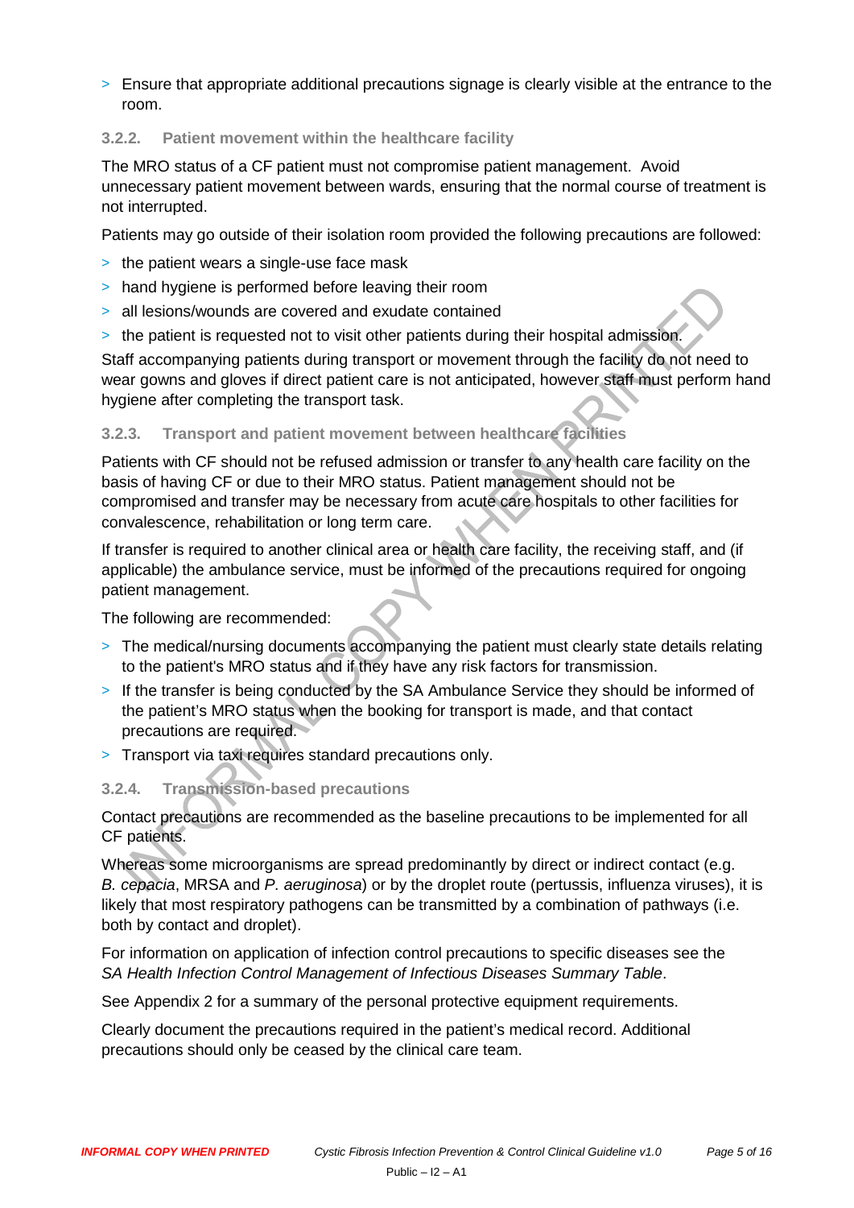- Ensure that appropriate additional precautions signage is clearly visible at the entrance to the room.

### 3.2.2. Patient movement within the healthcare facility

The MRO status of a CF patient must not compromise patient management. Avoid unnecessary patient movement between wards, ensuring that the normal course of treatment is not interrupted.

Patients may go outside of their isolation room provided the following precautions are followed:

- the patient wears a single-use face mask
- hand hygiene is performed before leaving their room
- all lesions/wounds are covered and exudate contained
- the patient is requested not to visit other patients during their hospital admission.

Staff accompanying patients during transport or movement through the facility do not need to wear gowns and gloves if direct patient care is not anticipated, however staff must perform hand hygiene after completing the transport task.

### 3.2.3. Transport and patient movement between healthcare facilities

Patients with CF should not be refused admission or transfer to any health care facility on the basis of having CF or due to their MRO status. Patient management should not be compromised and transfer may be necessary from acute care hospitals to other facilities for convalescence, rehabilitation or long term care.

If transfer is required to another clinical area or health care facility, the receiving staff, and (if applicable) the ambulance service, must be informed of the precautions required for ongoing patient management.

The following are recommended:

- The medical/nursing documents accompanying the patient must clearly state details relating to the patient's MRO status and if they have any risk factors for transmission.
- If the transfer is being conducted by the SA Ambulance Service they should be informed of the patient's MRO status when the booking for transport is made, and that contact precautions are required.
- Transport via taxi requires standard precautions only.

### 3.2.4. Transmission-based precautions

Contact precautions are recommended as the baseline precautions to be implemented for all CF patients.

Whereas some microorganisms are spread predominantly by direct or indirect contact (e.g. *B. cepacia*, MRSA and *P. aeruginosa*) or by the droplet route (pertussis, influenza viruses), it is likely that most respiratory pathogens can be transmitted by a combination of pathways (i.e. both by contact and droplet).

For information on application of infection control precautions to specific diseases see the *SA Health Infection Control Management of Infectious Diseases Summary Table*.

See Appendix 2 for a summary of the personal protective equipment requirements.

Clearly document the precautions required in the patient's medical record. Additional precautions should only be ceased by the clinical care team.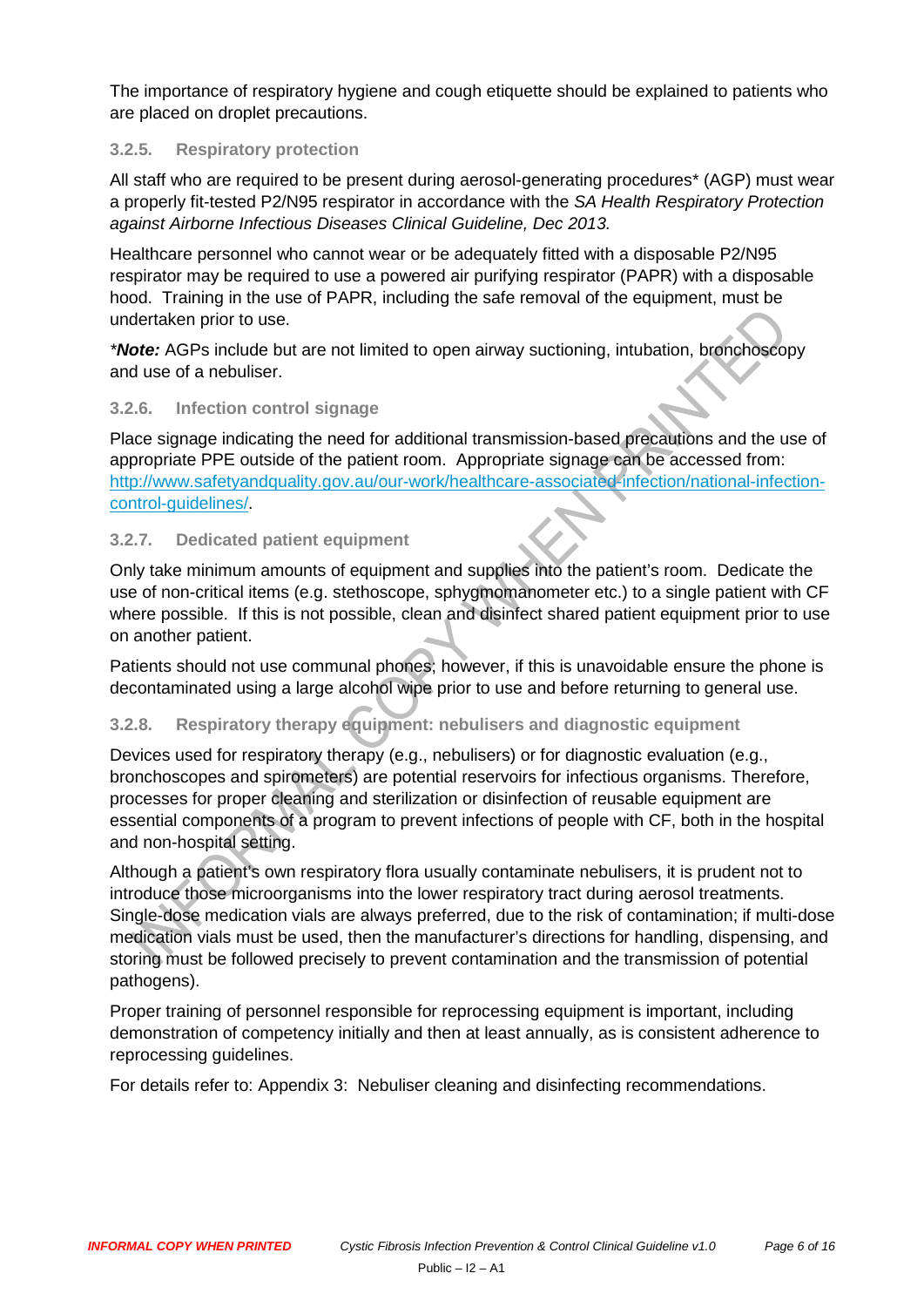The importance of respiratory hygiene and cough etiquette should be explained to patients who are placed on droplet precautions.

### 3.2.5. Respiratory protection

All staff who are required to be present during aerosol-generating procedures* (AGP) must wear a properly fit-tested P2/N95 respirator in accordance with the *SA Health Respiratory Protection against Airborne Infectious Diseases Clinical Guideline, Dec 2013.*

Healthcare personnel who cannot wear or be adequately fitted with a disposable P2/N95 respirator may be required to use a powered air purifying respirator (PAPR) with a disposable hood. Training in the use of PAPR, including the safe removal of the equipment, must be undertaken prior to use.

****Note:*** AGPs include but are not limited to open airway suctioning, intubation, bronchoscopy and use of a nebuliser.

### 3.2.6. Infection control signage

Place signage indicating the need for additional transmission-based precautions and the use of appropriate PPE outside of the patient room. Appropriate signage can be accessed from: [http://www.safetyandquality.gov.au/our-work/healthcare-associated-infection/national-infection-control-guidelines/](http://www.safetyandquality.gov.au/our-work/healthcare-associated-infection/national-infection-control-guidelines/).

### 3.2.7. Dedicated patient equipment

Only take minimum amounts of equipment and supplies into the patient's room. Dedicate the use of non-critical items (e.g. stethoscope, sphygmomanometer etc.) to a single patient with CF where possible. If this is not possible, clean and disinfect shared patient equipment prior to use on another patient.

Patients should not use communal phones; however, if this is unavoidable ensure the phone is decontaminated using a large alcohol wipe prior to use and before returning to general use.

### 3.2.8. Respiratory therapy equipment: nebulisers and diagnostic equipment

Devices used for respiratory therapy (e.g., nebulisers) or for diagnostic evaluation (e.g., bronchoscopes and spirometers) are potential reservoirs for infectious organisms. Therefore, processes for proper cleaning and sterilization or disinfection of reusable equipment are essential components of a program to prevent infections of people with CF, both in the hospital and non-hospital setting.

Although a patient's own respiratory flora usually contaminate nebulisers, it is prudent not to introduce those microorganisms into the lower respiratory tract during aerosol treatments. Single-dose medication vials are always preferred, due to the risk of contamination; if multi-dose medication vials must be used, then the manufacturer's directions for handling, dispensing, and storing must be followed precisely to prevent contamination and the transmission of potential pathogens).

Proper training of personnel responsible for reprocessing equipment is important, including demonstration of competency initially and then at least annually, as is consistent adherence to reprocessing guidelines.

For details refer to: Appendix 3: Nebuliser cleaning and disinfecting recommendations.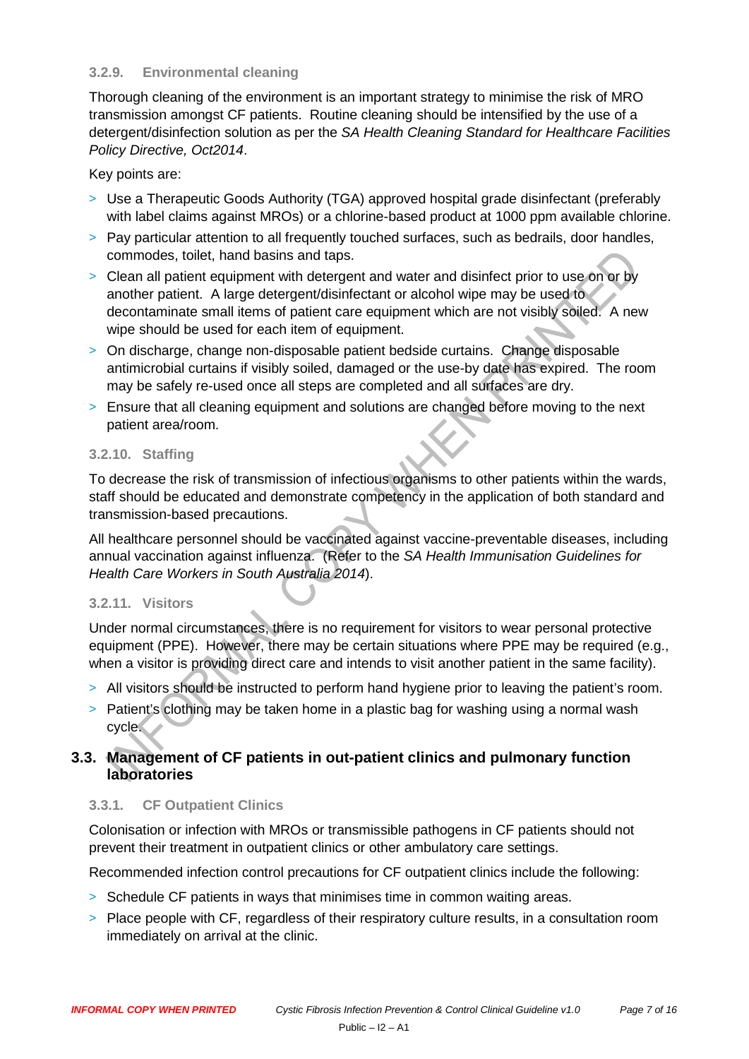#### 3.2.9. Environmental cleaning

Thorough cleaning of the environment is an important strategy to minimise the risk of MRO transmission amongst CF patients. Routine cleaning should be intensified by the use of a detergent/disinfection solution as per the *SA Health Cleaning Standard for Healthcare Facilities Policy Directive, Oct2014*.

Key points are:

- Use a Therapeutic Goods Authority (TGA) approved hospital grade disinfectant (preferably with label claims against MROs) or a chlorine-based product at 1000 ppm available chlorine.
- Pay particular attention to all frequently touched surfaces, such as bedrails, door handles, commodes, toilet, hand basins and taps.
- Clean all patient equipment with detergent and water and disinfect prior to use on or by another patient. A large detergent/disinfectant or alcohol wipe may be used to decontaminate small items of patient care equipment which are not visibly soiled. A new wipe should be used for each item of equipment.
- On discharge, change non-disposable patient bedside curtains. Change disposable antimicrobial curtains if visibly soiled, damaged or the use-by date has expired. The room may be safely re-used once all steps are completed and all surfaces are dry.
- Ensure that all cleaning equipment and solutions are changed before moving to the next patient area/room.

#### 3.2.10. Staffing

To decrease the risk of transmission of infectious organisms to other patients within the wards, staff should be educated and demonstrate competency in the application of both standard and transmission-based precautions.

All healthcare personnel should be vaccinated against vaccine-preventable diseases, including annual vaccination against influenza. (Refer to the *SA Health Immunisation Guidelines for Health Care Workers in South Australia 2014*).

#### 3.2.11. Visitors

Under normal circumstances, there is no requirement for visitors to wear personal protective equipment (PPE). However, there may be certain situations where PPE may be required (e.g., when a visitor is providing direct care and intends to visit another patient in the same facility).

- All visitors should be instructed to perform hand hygiene prior to leaving the patient's room.
- Patient's clothing may be taken home in a plastic bag for washing using a normal wash cycle.

### 3.3. Management of CF patients in out-patient clinics and pulmonary function laboratories

#### 3.3.1. CF Outpatient Clinics

Colonisation or infection with MROs or transmissible pathogens in CF patients should not prevent their treatment in outpatient clinics or other ambulatory care settings.

Recommended infection control precautions for CF outpatient clinics include the following:

- Schedule CF patients in ways that minimises time in common waiting areas.
- Place people with CF, regardless of their respiratory culture results, in a consultation room immediately on arrival at the clinic.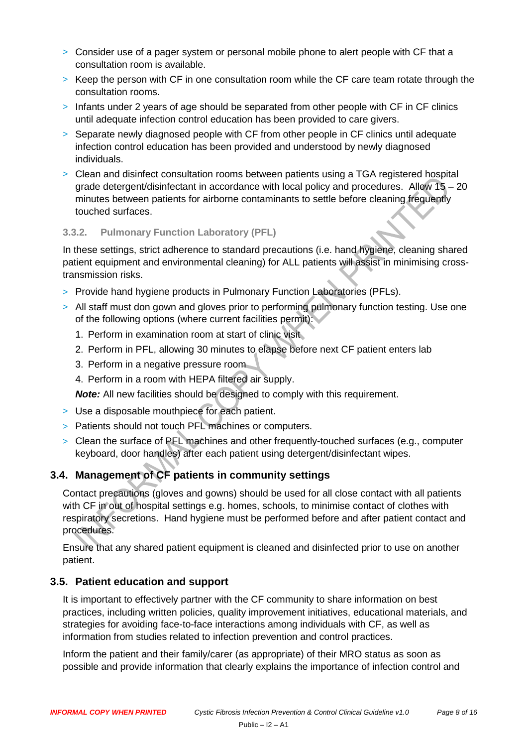- Consider use of a pager system or personal mobile phone to alert people with CF that a consultation room is available.
- Keep the person with CF in one consultation room while the CF care team rotate through the consultation rooms.
- Infants under 2 years of age should be separated from other people with CF in CF clinics until adequate infection control education has been provided to care givers.
- Separate newly diagnosed people with CF from other people in CF clinics until adequate infection control education has been provided and understood by newly diagnosed individuals.
- Clean and disinfect consultation rooms between patients using a TGA registered hospital grade detergent/disinfectant in accordance with local policy and procedures. Allow 15 – 20 minutes between patients for airborne contaminants to settle before cleaning frequently touched surfaces.

#### 3.3.2. Pulmonary Function Laboratory (PFL)

In these settings, strict adherence to standard precautions (i.e. hand hygiene, cleaning shared patient equipment and environmental cleaning) for ALL patients will assist in minimising cross-transmission risks.

- Provide hand hygiene products in Pulmonary Function Laboratories (PFLs).
- All staff must don gown and gloves prior to performing pulmonary function testing. Use one of the following options (where current facilities permit):
  1. Perform in examination room at start of clinic visit
  2. Perform in PFL, allowing 30 minutes to elapse before next CF patient enters lab
  3. Perform in a negative pressure room
  4. Perform in a room with HEPA filtered air supply.

  ***Note:*** All new facilities should be designed to comply with this requirement.
- Use a disposable mouthpiece for each patient.
- Patients should not touch PFL machines or computers.
- Clean the surface of PFL machines and other frequently-touched surfaces (e.g., computer keyboard, door handles) after each patient using detergent/disinfectant wipes.

### 3.4. Management of CF patients in community settings

Contact precautions (gloves and gowns) should be used for all close contact with all patients with CF in out of hospital settings e.g. homes, schools, to minimise contact of clothes with respiratory secretions. Hand hygiene must be performed before and after patient contact and procedures.

Ensure that any shared patient equipment is cleaned and disinfected prior to use on another patient.

### 3.5. Patient education and support

It is important to effectively partner with the CF community to share information on best practices, including written policies, quality improvement initiatives, educational materials, and strategies for avoiding face-to-face interactions among individuals with CF, as well as information from studies related to infection prevention and control practices.

Inform the patient and their family/carer (as appropriate) of their MRO status as soon as possible and provide information that clearly explains the importance of infection control and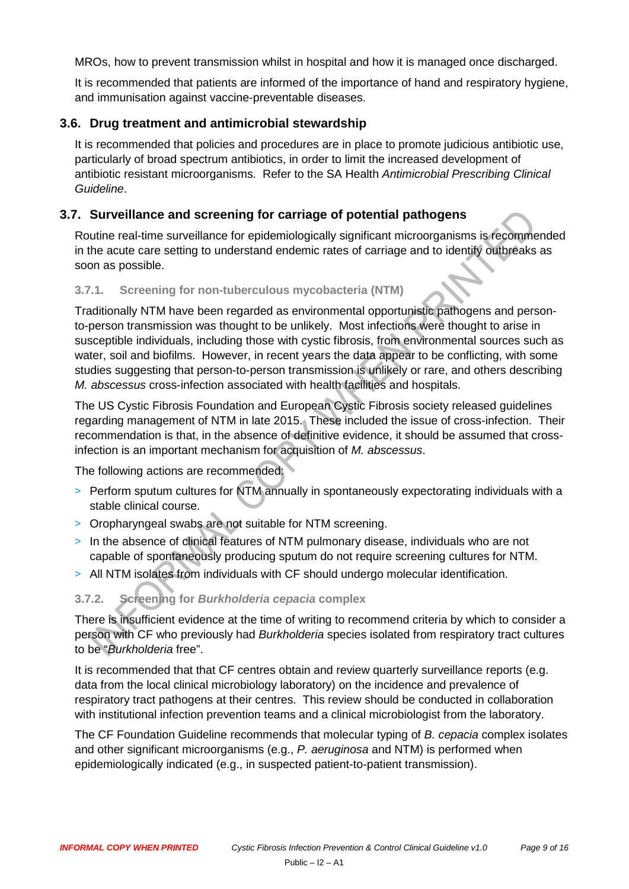MROs, how to prevent transmission whilst in hospital and how it is managed once discharged.

It is recommended that patients are informed of the importance of hand and respiratory hygiene, and immunisation against vaccine-preventable diseases.

## 3.6. Drug treatment and antimicrobial stewardship

It is recommended that policies and procedures are in place to promote judicious antibiotic use, particularly of broad spectrum antibiotics, in order to limit the increased development of antibiotic resistant microorganisms. Refer to the SA Health *Antimicrobial Prescribing Clinical Guideline*.

## 3.7. Surveillance and screening for carriage of potential pathogens

Routine real-time surveillance for epidemiologically significant microorganisms is recommended in the acute care setting to understand endemic rates of carriage and to identify outbreaks as soon as possible.

### 3.7.1. Screening for non-tuberculous mycobacteria (NTM)

Traditionally NTM have been regarded as environmental opportunistic pathogens and person-to-person transmission was thought to be unlikely. Most infections were thought to arise in susceptible individuals, including those with cystic fibrosis, from environmental sources such as water, soil and biofilms. However, in recent years the data appear to be conflicting, with some studies suggesting that person-to-person transmission is unlikely or rare, and others describing *M. abscessus* cross-infection associated with health facilities and hospitals.

The US Cystic Fibrosis Foundation and European Cystic Fibrosis society released guidelines regarding management of NTM in late 2015. These included the issue of cross-infection. Their recommendation is that, in the absence of definitive evidence, it should be assumed that cross-infection is an important mechanism for acquisition of *M. abscessus*.

The following actions are recommended:

- Perform sputum cultures for NTM annually in spontaneously expectorating individuals with a stable clinical course.
- Oropharyngeal swabs are not suitable for NTM screening.
- In the absence of clinical features of NTM pulmonary disease, individuals who are not capable of spontaneously producing sputum do not require screening cultures for NTM.
- All NTM isolates from individuals with CF should undergo molecular identification.

### 3.7.2. Screening for *Burkholderia cepacia* complex

There is insufficient evidence at the time of writing to recommend criteria by which to consider a person with CF who previously had *Burkholderia* species isolated from respiratory tract cultures to be "*Burkholderia* free".

It is recommended that that CF centres obtain and review quarterly surveillance reports (e.g. data from the local clinical microbiology laboratory) on the incidence and prevalence of respiratory tract pathogens at their centres. This review should be conducted in collaboration with institutional infection prevention teams and a clinical microbiologist from the laboratory.

The CF Foundation Guideline recommends that molecular typing of *B. cepacia* complex isolates and other significant microorganisms (e.g., *P. aeruginosa* and NTM) is performed when epidemiologically indicated (e.g., in suspected patient-to-patient transmission).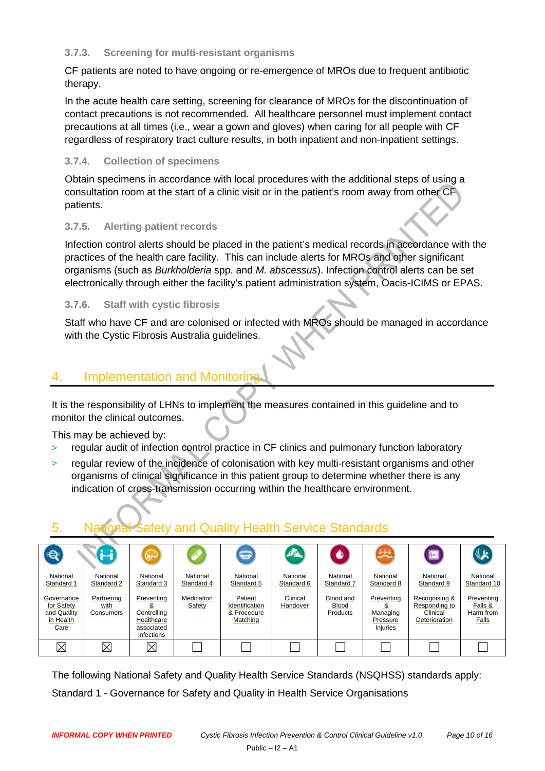### 3.7.3. Screening for multi-resistant organisms

CF patients are noted to have ongoing or re-emergence of MROs due to frequent antibiotic therapy.

In the acute health care setting, screening for clearance of MROs for the discontinuation of contact precautions is not recommended. All healthcare personnel must implement contact precautions at all times (i.e., wear a gown and gloves) when caring for all people with CF regardless of respiratory tract culture results, in both inpatient and non-inpatient settings.

### 3.7.4. Collection of specimens

Obtain specimens in accordance with local procedures with the additional steps of using a consultation room at the start of a clinic visit or in the patient's room away from other CF patients.

### 3.7.5. Alerting patient records

Infection control alerts should be placed in the patient's medical records in accordance with the practices of the health care facility. This can include alerts for MROs and other significant organisms (such as *Burkholderia* spp. and *M. abscessus*). Infection control alerts can be set electronically through either the facility's patient administration system, Oacis-ICIMS or EPAS.

### 3.7.6. Staff with cystic fibrosis

Staff who have CF and are colonised or infected with MROs should be managed in accordance with the Cystic Fibrosis Australia guidelines.

## 4. Implementation and Monitoring

It is the responsibility of LHNs to implement the measures contained in this guideline and to monitor the clinical outcomes.

This may be achieved by:

- regular audit of infection control practice in CF clinics and pulmonary function laboratory
- regular review of the incidence of colonisation with key multi-resistant organisms and other organisms of clinical significance in this patient group to determine whether there is any indication of cross-transmission occurring within the healthcare environment.

## 5. National Safety and Quality Health Service Standards

| National Standard 1 | National Standard 2 | National Standard 3 | National Standard 4 | National Standard 5 | National Standard 6 | National Standard 7 | National Standard 8 | National Standard 9 | National Standard 10 |
|---|---|---|---|---|---|---|---|---|---|
| Governance for Safety and Quality in Health Care | Partnering with Consumers | Preventing & Controlling Healthcare associated infections | Medication Safety | Patient Identification & Procedure Matching | Clinical Handover | Blood and Blood Products | Preventing & Managing Pressure Injuries | Recognising & Responding to Clinical Deterioration | Preventing Falls & Harm from Falls |
| ☒ | ☒ | ☒ | ☐ | ☐ | ☐ | ☐ | ☐ | ☐ | ☐ |

The following National Safety and Quality Health Service Standards (NSQHSS) standards apply:

Standard 1 - Governance for Safety and Quality in Health Service Organisations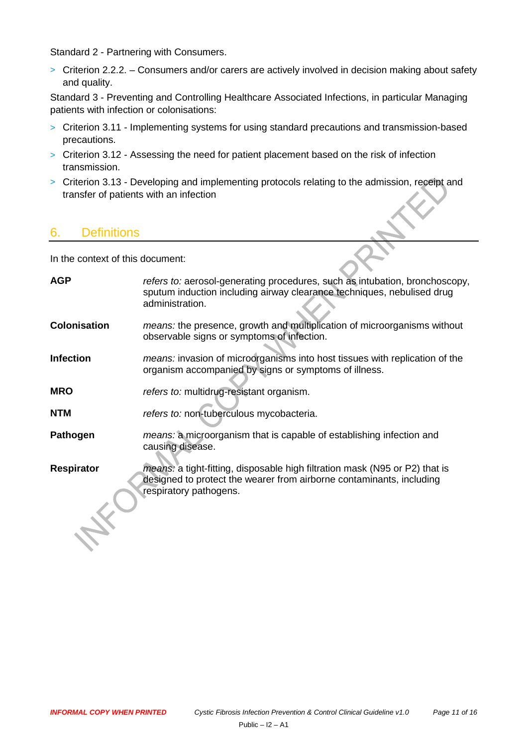Standard 2 - Partnering with Consumers.

- Criterion 2.2.2. – Consumers and/or carers are actively involved in decision making about safety and quality.

Standard 3 - Preventing and Controlling Healthcare Associated Infections, in particular Managing patients with infection or colonisations:

- Criterion 3.11 - Implementing systems for using standard precautions and transmission-based precautions.
- Criterion 3.12 - Assessing the need for patient placement based on the risk of infection transmission.
- Criterion 3.13 - Developing and implementing protocols relating to the admission, receipt and transfer of patients with an infection

## 6. Definitions

In the context of this document:

| | |
|---|---|
| **AGP** | *refers to:* aerosol-generating procedures, such as intubation, bronchoscopy, sputum induction including airway clearance techniques, nebulised drug administration. |
| **Colonisation** | *means:* the presence, growth and multiplication of microorganisms without observable signs or symptoms of infection. |
| **Infection** | *means:* invasion of microorganisms into host tissues with replication of the organism accompanied by signs or symptoms of illness. |
| **MRO** | *refers to:* multidrug-resistant organism. |
| **NTM** | *refers to:* non-tuberculous mycobacteria. |
| **Pathogen** | *means:* a microorganism that is capable of establishing infection and causing disease. |
| **Respirator** | *means:* a tight-fitting, disposable high filtration mask (N95 or P2) that is designed to protect the wearer from airborne contaminants, including respiratory pathogens. |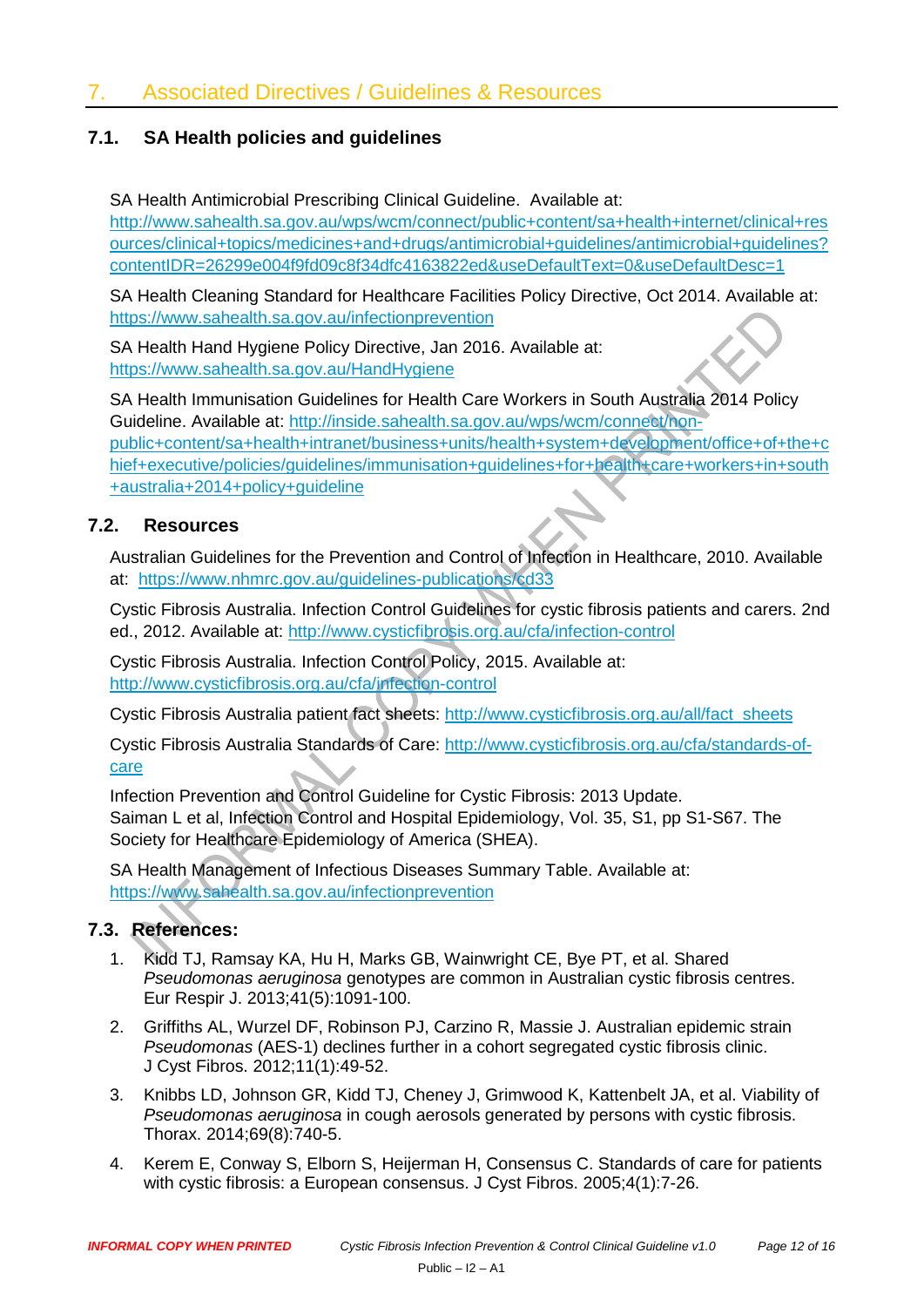## 7. Associated Directives / Guidelines & Resources

### 7.1. SA Health policies and guidelines

SA Health Antimicrobial Prescribing Clinical Guideline. Available at: http://www.sahealth.sa.gov.au/wps/wcm/connect/public+content/sa+health+internet/clinical+resources/clinical+topics/medicines+and+drugs/antimicrobial+guidelines/antimicrobial+guidelines?contentIDR=26299e004f9fd09c8f34dfc4163822ed&useDefaultText=0&useDefaultDesc=1

SA Health Cleaning Standard for Healthcare Facilities Policy Directive, Oct 2014. Available at: https://www.sahealth.sa.gov.au/infectionprevention

SA Health Hand Hygiene Policy Directive, Jan 2016. Available at: https://www.sahealth.sa.gov.au/HandHygiene

SA Health Immunisation Guidelines for Health Care Workers in South Australia 2014 Policy Guideline. Available at: http://inside.sahealth.sa.gov.au/wps/wcm/connect/non-public+content/sa+health+intranet/business+units/health+system+development/office+of+the+chief+executive/policies/guidelines/immunisation+guidelines+for+health+care+workers+in+south+australia+2014+policy+guideline

### 7.2. Resources

Australian Guidelines for the Prevention and Control of Infection in Healthcare, 2010. Available at: https://www.nhmrc.gov.au/guidelines-publications/cd33

Cystic Fibrosis Australia. Infection Control Guidelines for cystic fibrosis patients and carers. 2nd ed., 2012. Available at: http://www.cysticfibrosis.org.au/cfa/infection-control

Cystic Fibrosis Australia. Infection Control Policy, 2015. Available at: http://www.cysticfibrosis.org.au/cfa/infection-control

Cystic Fibrosis Australia patient fact sheets: http://www.cysticfibrosis.org.au/all/fact_sheets

Cystic Fibrosis Australia Standards of Care: http://www.cysticfibrosis.org.au/cfa/standards-of-care

Infection Prevention and Control Guideline for Cystic Fibrosis: 2013 Update. Saiman L et al, Infection Control and Hospital Epidemiology, Vol. 35, S1, pp S1-S67. The Society for Healthcare Epidemiology of America (SHEA).

SA Health Management of Infectious Diseases Summary Table. Available at: https://www.sahealth.sa.gov.au/infectionprevention

### 7.3. References:

1. Kidd TJ, Ramsay KA, Hu H, Marks GB, Wainwright CE, Bye PT, et al. Shared *Pseudomonas aeruginosa* genotypes are common in Australian cystic fibrosis centres. Eur Respir J. 2013;41(5):1091-100.
2. Griffiths AL, Wurzel DF, Robinson PJ, Carzino R, Massie J. Australian epidemic strain *Pseudomonas* (AES-1) declines further in a cohort segregated cystic fibrosis clinic. J Cyst Fibros. 2012;11(1):49-52.
3. Knibbs LD, Johnson GR, Kidd TJ, Cheney J, Grimwood K, Kattenbelt JA, et al. Viability of *Pseudomonas aeruginosa* in cough aerosols generated by persons with cystic fibrosis. Thorax. 2014;69(8):740-5.
4. Kerem E, Conway S, Elborn S, Heijerman H, Consensus C. Standards of care for patients with cystic fibrosis: a European consensus. J Cyst Fibros. 2005;4(1):7-26.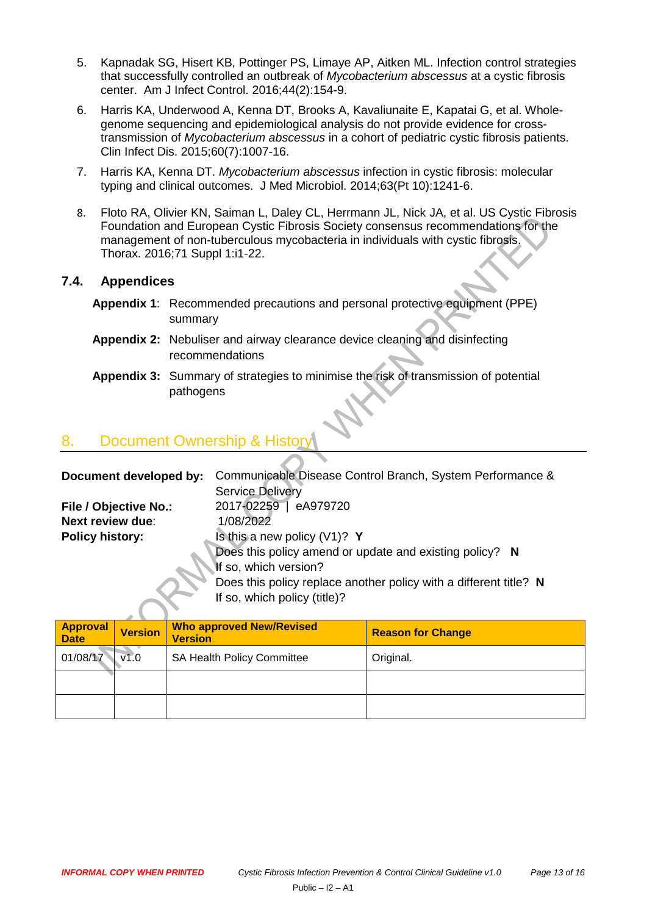5. Kapnadak SG, Hisert KB, Pottinger PS, Limaye AP, Aitken ML. Infection control strategies that successfully controlled an outbreak of *Mycobacterium abscessus* at a cystic fibrosis center. Am J Infect Control. 2016;44(2):154-9.

6. Harris KA, Underwood A, Kenna DT, Brooks A, Kavaliunaite E, Kapatai G, et al. Whole-genome sequencing and epidemiological analysis do not provide evidence for cross-transmission of *Mycobacterium abscessus* in a cohort of pediatric cystic fibrosis patients. Clin Infect Dis. 2015;60(7):1007-16.

7. Harris KA, Kenna DT. *Mycobacterium abscessus* infection in cystic fibrosis: molecular typing and clinical outcomes. J Med Microbiol. 2014;63(Pt 10):1241-6.

8. Floto RA, Olivier KN, Saiman L, Daley CL, Herrmann JL, Nick JA, et al. US Cystic Fibrosis Foundation and European Cystic Fibrosis Society consensus recommendations for the management of non-tuberculous mycobacteria in individuals with cystic fibrosis. Thorax. 2016;71 Suppl 1:i1-22.

### 7.4. Appendices

**Appendix 1**: Recommended precautions and personal protective equipment (PPE) summary

**Appendix 2:** Nebuliser and airway clearance device cleaning and disinfecting recommendations

**Appendix 3:** Summary of strategies to minimise the risk of transmission of potential pathogens

## 8. Document Ownership & History

**Document developed by:** Communicable Disease Control Branch, System Performance & Service Delivery

**File / Objective No.:** 2017-02259 | eA979720

**Next review due**: 1/08/2022

**Policy history:** Is this a new policy (V1)? **Y**

Does this policy amend or update and existing policy? **N**

If so, which version?

Does this policy replace another policy with a different title? **N**

If so, which policy (title)?

| Approval Date | Version | Who approved New/Revised Version | Reason for Change |
|---|---|---|---|
| 01/08/17 | v1.0 | SA Health Policy Committee | Original. |
| | | | |
| | | | |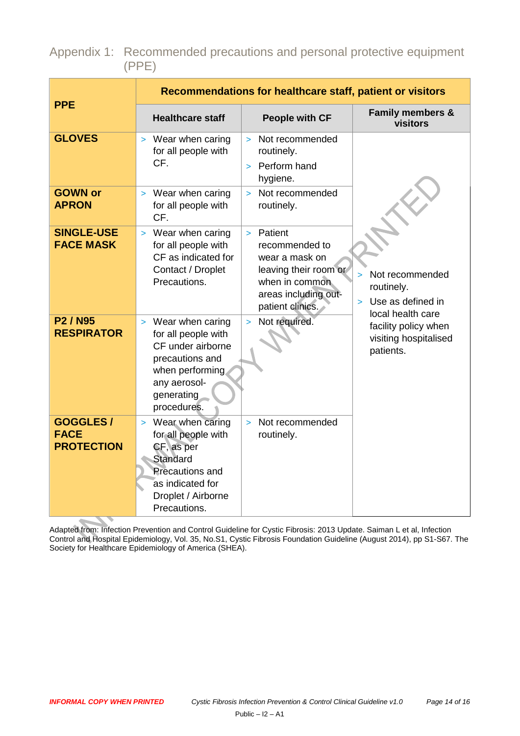## Appendix 1: Recommended precautions and personal protective equipment (PPE)

| PPE | Recommendations for healthcare staff, patient or visitors | | |
|---|---|---|---|
| | **Healthcare staff** | **People with CF** | **Family members & visitors** |
| **GLOVES** | > Wear when caring for all people with CF. | > Not recommended routinely.<br>> Perform hand hygiene. | > Not recommended routinely.<br>> Use as defined in local health care facility policy when visiting hospitalised patients. |
| **GOWN or APRON** | > Wear when caring for all people with CF. | > Not recommended routinely. | |
| **SINGLE-USE FACE MASK** | > Wear when caring for all people with CF as indicated for Contact / Droplet Precautions. | > Patient recommended to wear a mask on leaving their room or when in common areas including out-patient clinics. | |
| **P2 / N95 RESPIRATOR** | > Wear when caring for all people with CF under airborne precautions and when performing any aerosol-generating procedures. | > Not required. | |
| **GOGGLES / FACE PROTECTION** | > Wear when caring for all people with CF, as per Standard Precautions and as indicated for Droplet / Airborne Precautions. | > Not recommended routinely. | |

Adapted from: Infection Prevention and Control Guideline for Cystic Fibrosis: 2013 Update. Saiman L et al, Infection Control and Hospital Epidemiology, Vol. 35, No.S1, Cystic Fibrosis Foundation Guideline (August 2014), pp S1-S67. The Society for Healthcare Epidemiology of America (SHEA).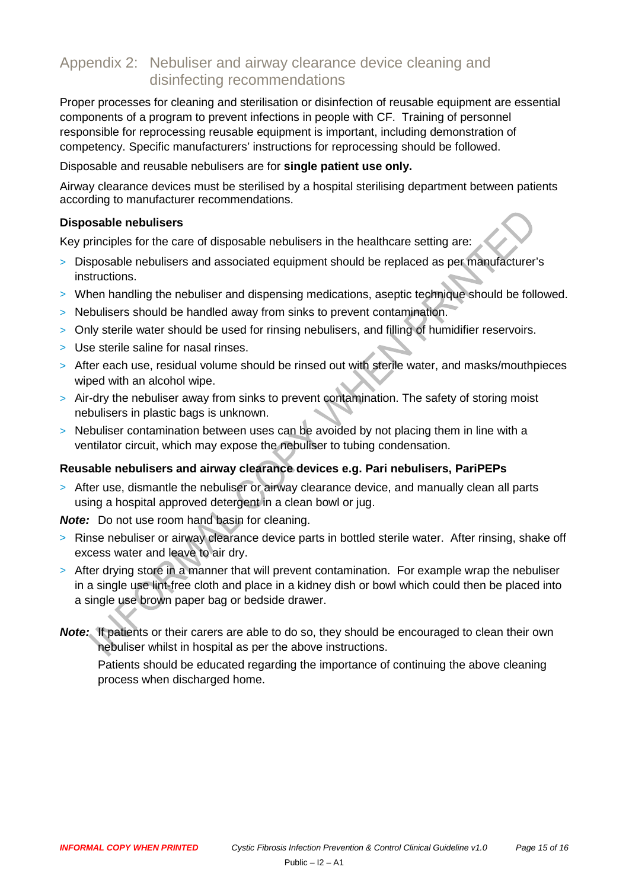## Appendix 2: Nebuliser and airway clearance device cleaning and disinfecting recommendations

Proper processes for cleaning and sterilisation or disinfection of reusable equipment are essential components of a program to prevent infections in people with CF. Training of personnel responsible for reprocessing reusable equipment is important, including demonstration of competency. Specific manufacturers' instructions for reprocessing should be followed.

Disposable and reusable nebulisers are for **single patient use only.**

Airway clearance devices must be sterilised by a hospital sterilising department between patients according to manufacturer recommendations.

**Disposable nebulisers**

Key principles for the care of disposable nebulisers in the healthcare setting are:

- Disposable nebulisers and associated equipment should be replaced as per manufacturer's instructions.
- When handling the nebuliser and dispensing medications, aseptic technique should be followed.
- Nebulisers should be handled away from sinks to prevent contamination.
- Only sterile water should be used for rinsing nebulisers, and filling of humidifier reservoirs.
- Use sterile saline for nasal rinses.
- After each use, residual volume should be rinsed out with sterile water, and masks/mouthpieces wiped with an alcohol wipe.
- Air-dry the nebuliser away from sinks to prevent contamination. The safety of storing moist nebulisers in plastic bags is unknown.
- Nebuliser contamination between uses can be avoided by not placing them in line with a ventilator circuit, which may expose the nebuliser to tubing condensation.

**Reusable nebulisers and airway clearance devices e.g. Pari nebulisers, PariPEPs**

- After use, dismantle the nebuliser or airway clearance device, and manually clean all parts using a hospital approved detergent in a clean bowl or jug.

***Note:*** Do not use room hand basin for cleaning.

- Rinse nebuliser or airway clearance device parts in bottled sterile water. After rinsing, shake off excess water and leave to air dry.
- After drying store in a manner that will prevent contamination. For example wrap the nebuliser in a single use lint-free cloth and place in a kidney dish or bowl which could then be placed into a single use brown paper bag or bedside drawer.

***Note:*** If patients or their carers are able to do so, they should be encouraged to clean their own nebuliser whilst in hospital as per the above instructions.

Patients should be educated regarding the importance of continuing the above cleaning process when discharged home.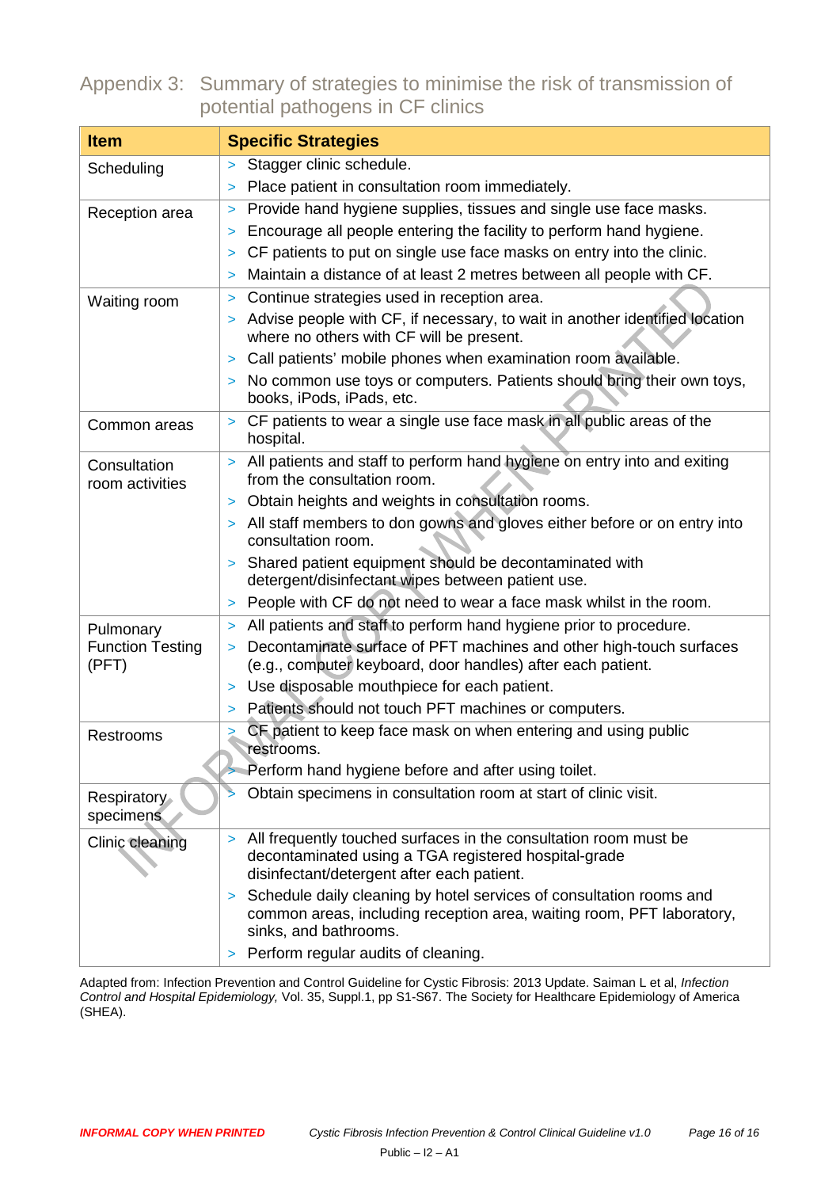# Appendix 3: Summary of strategies to minimise the risk of transmission of potential pathogens in CF clinics

| Item | Specific Strategies |
|---|---|
| Scheduling | > Stagger clinic schedule.<br>> Place patient in consultation room immediately. |
| Reception area | > Provide hand hygiene supplies, tissues and single use face masks.<br>> Encourage all people entering the facility to perform hand hygiene.<br>> CF patients to put on single use face masks on entry into the clinic.<br>> Maintain a distance of at least 2 metres between all people with CF. |
| Waiting room | > Continue strategies used in reception area.<br>> Advise people with CF, if necessary, to wait in another identified location where no others with CF will be present.<br>> Call patients' mobile phones when examination room available.<br>> No common use toys or computers. Patients should bring their own toys, books, iPods, iPads, etc. |
| Common areas | > CF patients to wear a single use face mask in all public areas of the hospital. |
| Consultation room activities | > All patients and staff to perform hand hygiene on entry into and exiting from the consultation room.<br>> Obtain heights and weights in consultation rooms.<br>> All staff members to don gowns and gloves either before or on entry into consultation room.<br>> Shared patient equipment should be decontaminated with detergent/disinfectant wipes between patient use.<br>> People with CF do not need to wear a face mask whilst in the room. |
| Pulmonary Function Testing (PFT) | > All patients and staff to perform hand hygiene prior to procedure.<br>> Decontaminate surface of PFT machines and other high-touch surfaces (e.g., computer keyboard, door handles) after each patient.<br>> Use disposable mouthpiece for each patient.<br>> Patients should not touch PFT machines or computers. |
| Restrooms | > CF patient to keep face mask on when entering and using public restrooms.<br>> Perform hand hygiene before and after using toilet. |
| Respiratory specimens | > Obtain specimens in consultation room at start of clinic visit. |
| Clinic cleaning | > All frequently touched surfaces in the consultation room must be decontaminated using a TGA registered hospital-grade disinfectant/detergent after each patient.<br>> Schedule daily cleaning by hotel services of consultation rooms and common areas, including reception area, waiting room, PFT laboratory, sinks, and bathrooms.<br>> Perform regular audits of cleaning. |

Adapted from: Infection Prevention and Control Guideline for Cystic Fibrosis: 2013 Update. Saiman L et al, *Infection Control and Hospital Epidemiology,* Vol. 35, Suppl.1, pp S1-S67. The Society for Healthcare Epidemiology of America (SHEA).